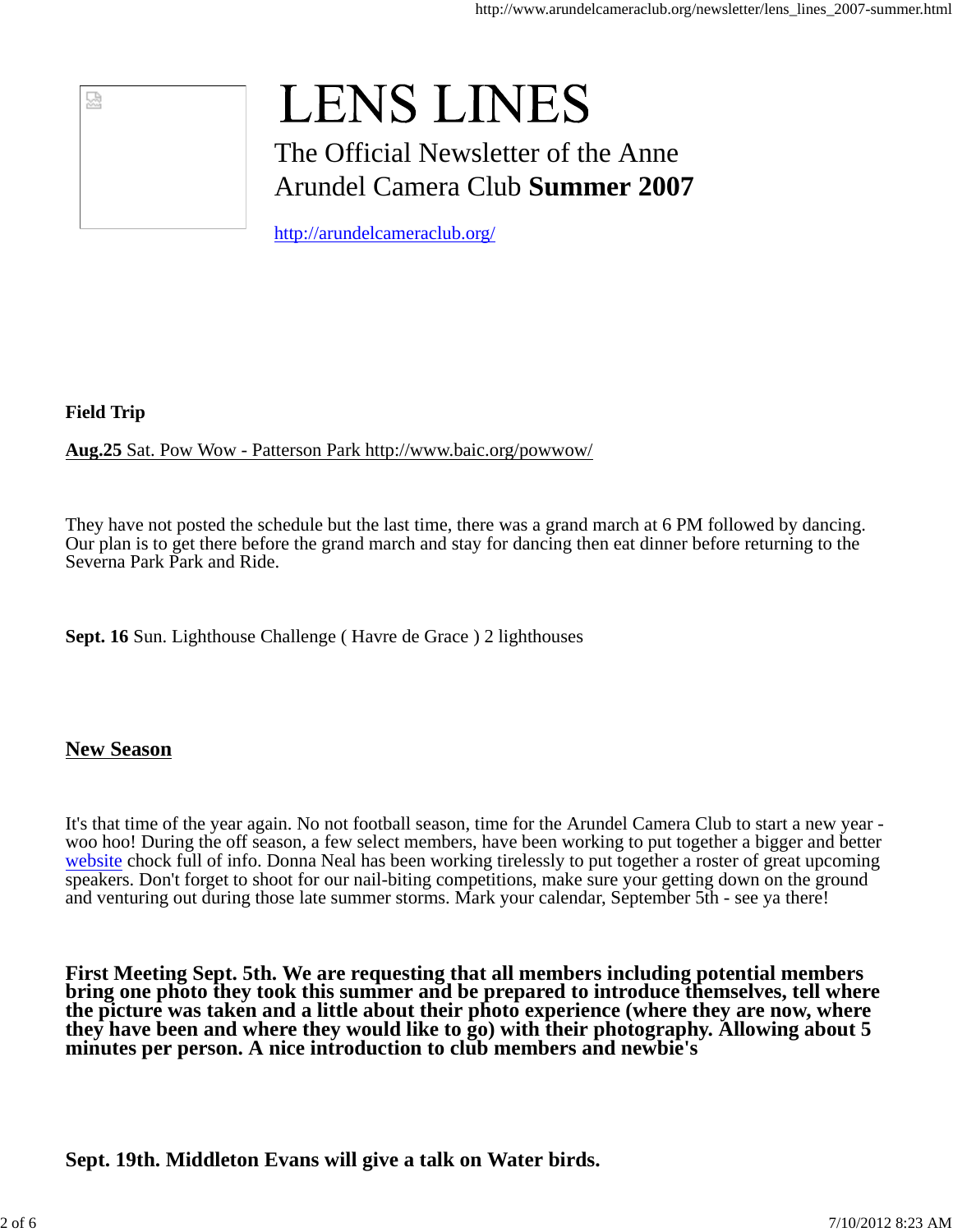# LENS LINES

The Official Newsletter of the Anne Arundel Camera Club **Summer 2007**

http://arundelcameraclub.org/

**Field Trip**

**Aug.25** Sat. Pow Wow - Patterson Park http://www.baic.org/powwow/

They have not posted the schedule but the last time, there was a grand march at 6 PM followed by dancing. Our plan is to get there before the grand march and stay for dancing then eat dinner before returning to the Severna Park Park and Ride.

**Sept. 16** Sun. Lighthouse Challenge ( Havre de Grace ) 2 lighthouses

## New Season

It's that time of the year again. No not football season, time for the Arundel Camera Club to start a new year - woo hoo! During the off season, a few select members, have been working to put together a bigger and better website chock full of info. Donna Neal has been working tirelessly to put together a roster of great upcoming speakers. Don't forget to shoot for our nail-biting competitions, make sure your getting down on the ground and venturing out during those late summer storms. Mark your calendar, September 5th - see ya there!

**First Meeting Sept. 5th. We are requesting that all members including potential members bring one photo they took this summer and be prepared to introduce themselves, tell where the picture was taken and a little about their photo experience (where they are now, where they have been and where they would like to go) with their photography. Allowing about 5 minutes per person. A nice introduction to club members and newbie's**

**Sept. 19th. Middleton Evans will give a talk on Water birds.**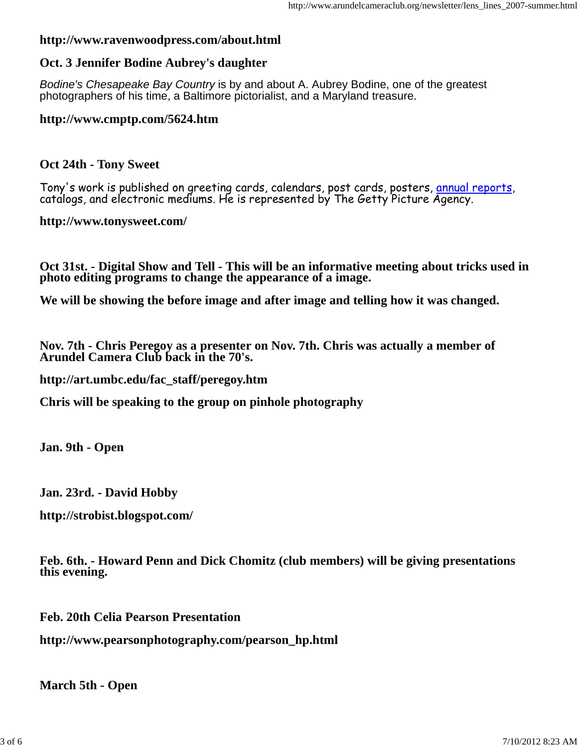**http://www.ravenwoodpress.com/about.html**

**Oct. 3 Jennifer Bodine Aubrey's daughter**

*Bodine's Chesapeake Bay Country* is by and about A. Aubrey Bodine, one of the greatest photographers of his time, a Baltimore pictorialist, and a Maryland treasure.

**http://www.cmptp.com/5624.htm**

**Oct 24th - Tony Sweet**

Tony's work is published on greeting cards, calendars, post cards, posters, annual reports, catalogs, and electronic mediums. He is represented by The Getty Picture Agency.

**http://www.tonysweet.com/**

**Oct 31st. - Digital Show and Tell - This will be an informative meeting about tricks used in photo editing programs to change the appearance of a image.**

**We will be showing the before image and after image and telling how it was changed.**

**Nov. 7th - Chris Peregoy as a presenter on Nov. 7th. Chris was actually a member of Arundel Camera Club back in the 70's.**

**http://art.umbc.edu/fac_staff/peregoy.htm**

**Chris will be speaking to the group on pinhole photography**

**Jan. 9th - Open**

**Jan. 23rd. - David Hobby**

**http://strobist.blogspot.com/**

**Feb. 6th. - Howard Penn and Dick Chomitz (club members) will be giving presentations this evening.**

**Feb. 20th Celia Pearson Presentation**

**http://www.pearsonphotography.com/pearson_hp.html**

**March 5th - Open**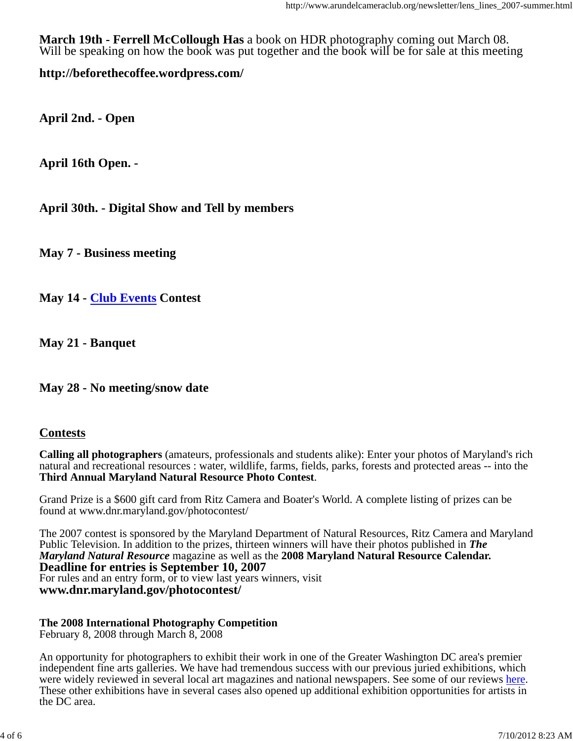**March 19th - Ferrell McCollough Has** a book on HDR photography coming out March 08. Will be speaking on how the book was put together and the book will be for sale at this meeting

**http://beforethecoffee.wordpress.com/**

**April 2nd. - Open**

**April 16th Open. -**

**April 30th. - Digital Show and Tell by members**

**May 7 - Business meeting**

**May 14 - Club Events Contest**

**May 21 - Banquet**

**May 28 - No meeting/snow date**

## Contests

**Calling all photographers** (amateurs, professionals and students alike): Enter your photos of Maryland's rich natural and recreational resources : water, wildlife, farms, fields, parks, forests and protected areas -- into the **Third Annual Maryland Natural Resource Photo Contest**.

Grand Prize is a $600 gift card from Ritz Camera and Boater's World. A complete listing of prizes can be found at www.dnr.maryland.gov/photocontest/

The 2007 contest is sponsored by the Maryland Department of Natural Resources, Ritz Camera and Maryland Public Television. In addition to the prizes, thirteen winners will have their photos published in ***The Maryland Natural Resource*** magazine as well as the **2008 Maryland Natural Resource Calendar.**
**Deadline for entries is September 10, 2007**
For rules and an entry form, or to view last years winners, visit
**www.dnr.maryland.gov/photocontest/**

**The 2008 International Photography Competition**
February 8, 2008 through March 8, 2008

An opportunity for photographers to exhibit their work in one of the Greater Washington DC area's premier independent fine arts galleries. We have had tremendous success with our previous juried exhibitions, which were widely reviewed in several local art magazines and national newspapers. See some of our reviews here. These other exhibitions have in several cases also opened up additional exhibition opportunities for artists in the DC area.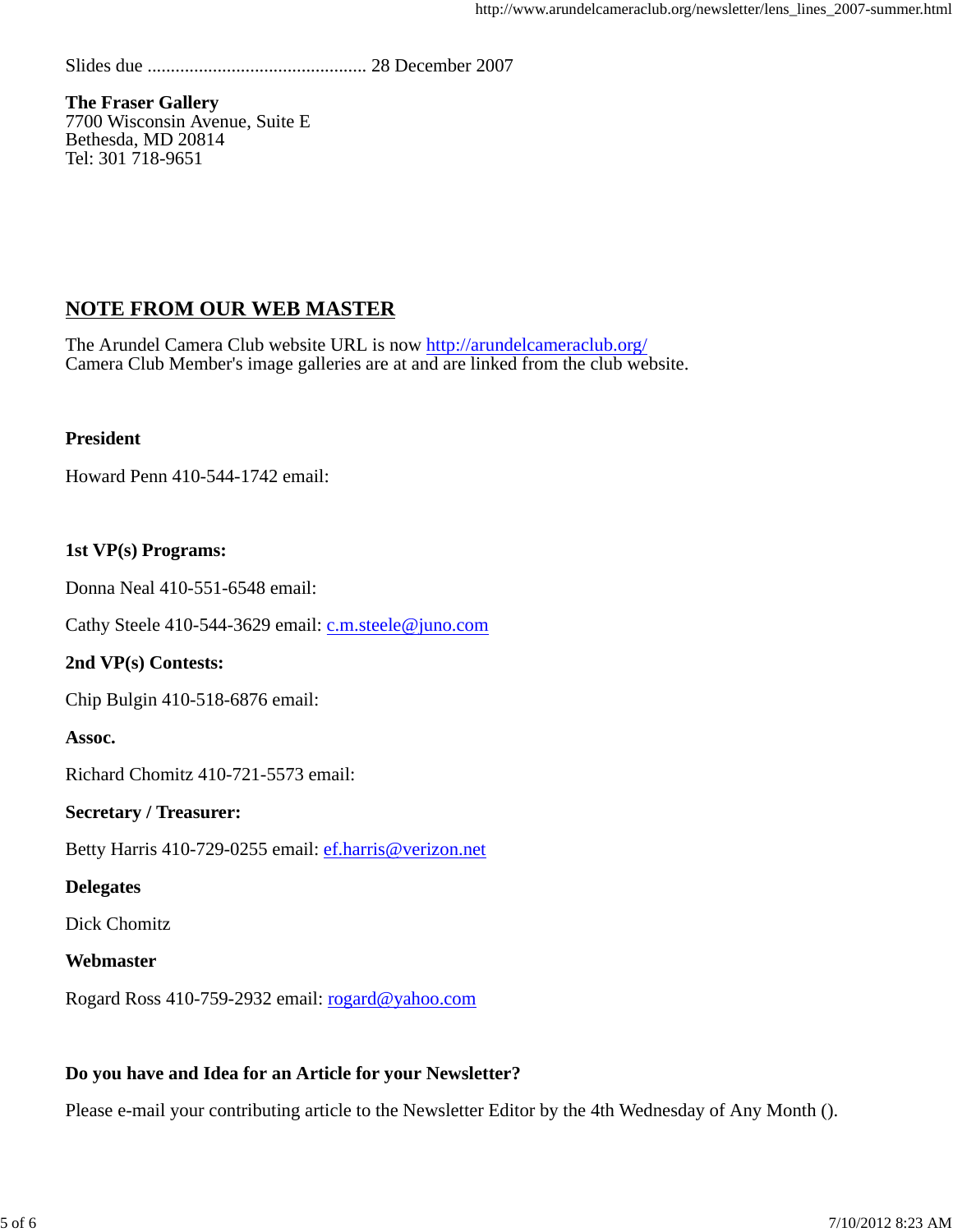Slides due ............................................... 28 December 2007

**The Fraser Gallery**
7700 Wisconsin Avenue, Suite E
Bethesda, MD 20814
Tel: 301 718-9651

## NOTE FROM OUR WEB MASTER

The Arundel Camera Club website URL is now http://arundelcameraclub.org/
Camera Club Member's image galleries are at and are linked from the club website.

**President**

Howard Penn 410-544-1742 email:

**1st VP(s) Programs:**

Donna Neal 410-551-6548 email:

Cathy Steele 410-544-3629 email: c.m.steele@juno.com

**2nd VP(s) Contests:**

Chip Bulgin 410-518-6876 email:

**Assoc.**

Richard Chomitz 410-721-5573 email:

**Secretary / Treasurer:**

Betty Harris 410-729-0255 email: ef.harris@verizon.net

**Delegates**

Dick Chomitz

**Webmaster**

Rogard Ross 410-759-2932 email: rogard@yahoo.com

**Do you have and Idea for an Article for your Newsletter?**

Please e-mail your contributing article to the Newsletter Editor by the 4th Wednesday of Any Month ().